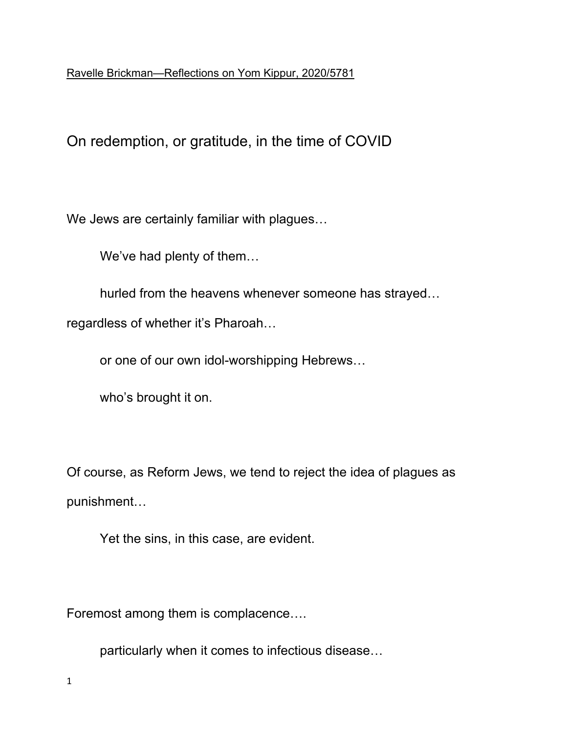Ravelle Brickman—Reflections on Yom Kippur, 2020/5781

## On redemption, or gratitude, in the time of COVID

We Jews are certainly familiar with plagues…

We've had plenty of them…

hurled from the heavens whenever someone has strayed…

regardless of whether it's Pharoah…

or one of our own idol-worshipping Hebrews…

who's brought it on.

Of course, as Reform Jews, we tend to reject the idea of plagues as punishment…

Yet the sins, in this case, are evident.

Foremost among them is complacence….

particularly when it comes to infectious disease…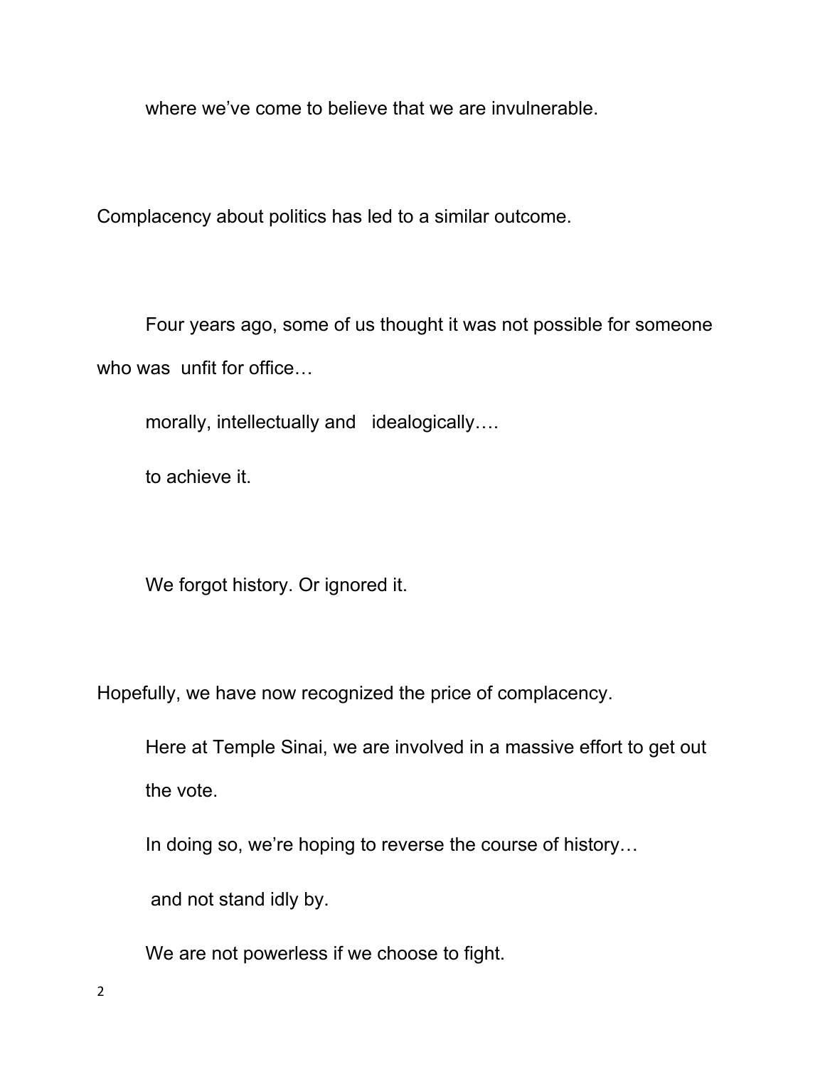where we've come to believe that we are invulnerable.

Complacency about politics has led to a similar outcome.

Four years ago, some of us thought it was not possible for someone who was unfit for office…

morally, intellectually and idealogically….

to achieve it.

We forgot history. Or ignored it.

Hopefully, we have now recognized the price of complacency.

Here at Temple Sinai, we are involved in a massive effort to get out the vote.

In doing so, we're hoping to reverse the course of history…

and not stand idly by.

We are not powerless if we choose to fight.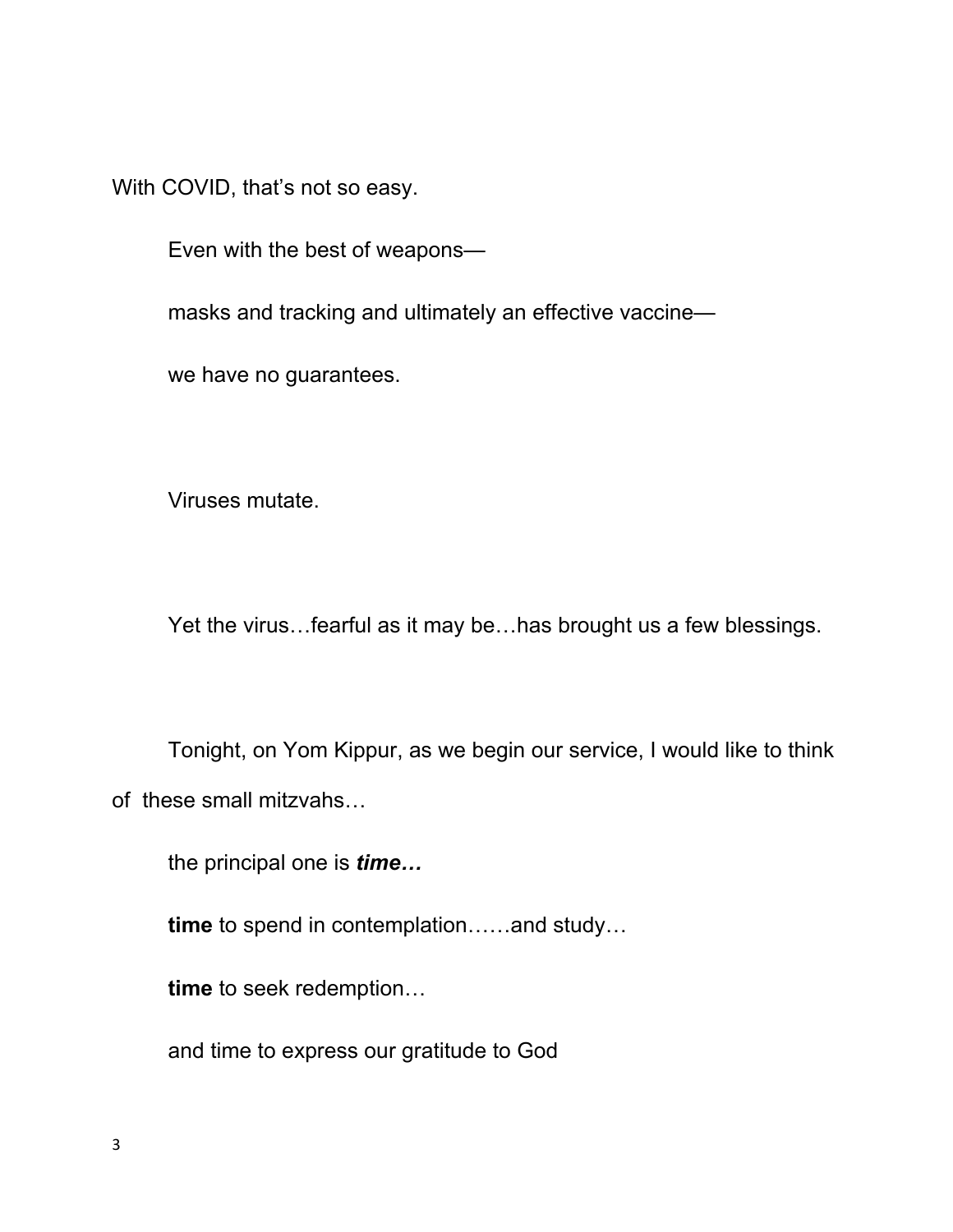With COVID, that's not so easy.

Even with the best of weapons—

masks and tracking and ultimately an effective vaccine—

we have no guarantees.

Viruses mutate.

Yet the virus…fearful as it may be…has brought us a few blessings.

Tonight, on Yom Kippur, as we begin our service, I would like to think of these small mitzvahs…

the principal one is ***time…***

**time** to spend in contemplation……and study…

**time** to seek redemption…

and time to express our gratitude to God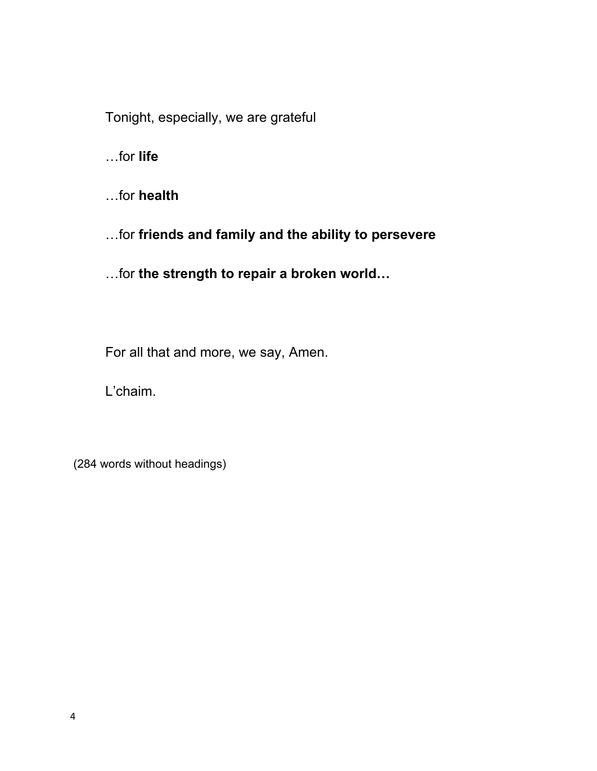Tonight, especially, we are grateful

…for **life**

…for **health**

…for **friends and family and the ability to persevere**

…for **the strength to repair a broken world…**

For all that and more, we say, Amen.

L'chaim.

(284 words without headings)